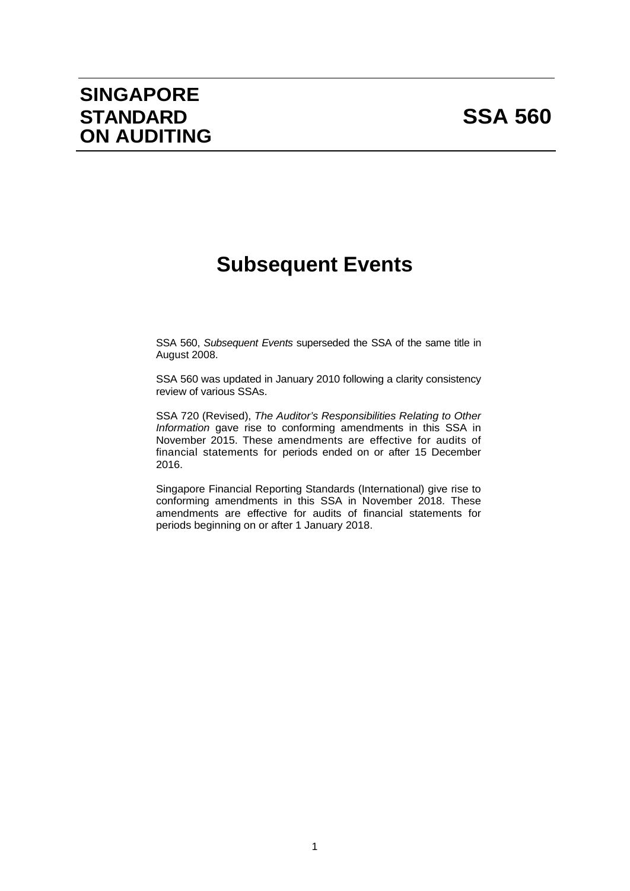# SINGAPORE STANDARD ON AUDITING

# SSA 560

# Subsequent Events

SSA 560, *Subsequent Events* superseded the SSA of the same title in August 2008.

SSA 560 was updated in January 2010 following a clarity consistency review of various SSAs.

SSA 720 (Revised), *The Auditor's Responsibilities Relating to Other Information* gave rise to conforming amendments in this SSA in November 2015. These amendments are effective for audits of financial statements for periods ended on or after 15 December 2016.

Singapore Financial Reporting Standards (International) give rise to conforming amendments in this SSA in November 2018. These amendments are effective for audits of financial statements for periods beginning on or after 1 January 2018.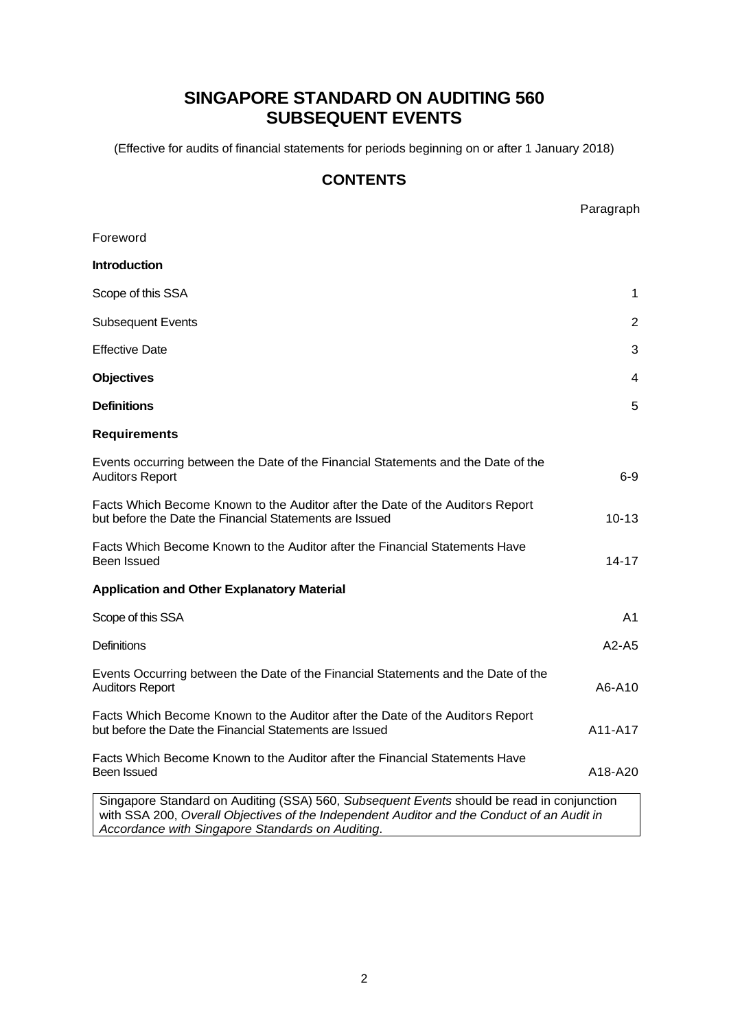# SINGAPORE STANDARD ON AUDITING 560
# SUBSEQUENT EVENTS

(Effective for audits of financial statements for periods beginning on or after 1 January 2018)

## CONTENTS

| | Paragraph |
|---|---|
| Foreword | |
| **Introduction** | |
| Scope of this SSA | 1 |
| Subsequent Events | 2 |
| Effective Date | 3 |
| **Objectives** | 4 |
| **Definitions** | 5 |
| **Requirements** | |
| Events occurring between the Date of the Financial Statements and the Date of the Auditors Report | 6-9 |
| Facts Which Become Known to the Auditor after the Date of the Auditors Report but before the Date the Financial Statements are Issued | 10-13 |
| Facts Which Become Known to the Auditor after the Financial Statements Have Been Issued | 14-17 |
| **Application and Other Explanatory Material** | |
| Scope of this SSA | A1 |
| Definitions | A2-A5 |
| Events Occurring between the Date of the Financial Statements and the Date of the Auditors Report | A6-A10 |
| Facts Which Become Known to the Auditor after the Date of the Auditors Report but before the Date the Financial Statements are Issued | A11-A17 |
| Facts Which Become Known to the Auditor after the Financial Statements Have Been Issued | A18-A20 |

Singapore Standard on Auditing (SSA) 560, *Subsequent Events* should be read in conjunction with SSA 200, *Overall Objectives of the Independent Auditor and the Conduct of an Audit in Accordance with Singapore Standards on Auditing*.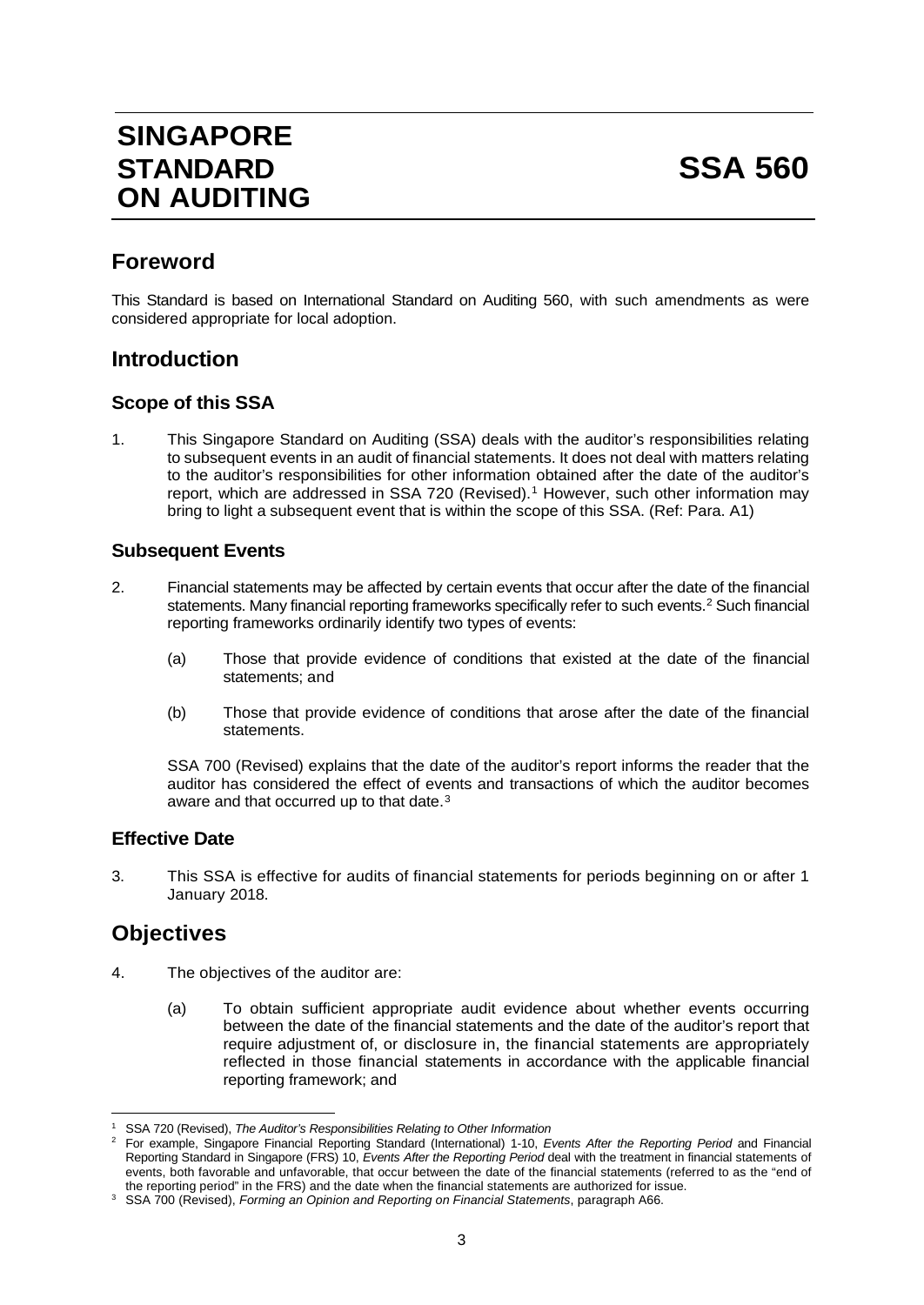# SINGAPORE STANDARD ON AUDITING

# SSA 560

## Foreword

This Standard is based on International Standard on Auditing 560, with such amendments as were considered appropriate for local adoption.

## Introduction

### Scope of this SSA

1. This Singapore Standard on Auditing (SSA) deals with the auditor's responsibilities relating to subsequent events in an audit of financial statements. It does not deal with matters relating to the auditor's responsibilities for other information obtained after the date of the auditor's report, which are addressed in SSA 720 (Revised).[1] However, such other information may bring to light a subsequent event that is within the scope of this SSA. (Ref: Para. A1)

### Subsequent Events

2. Financial statements may be affected by certain events that occur after the date of the financial statements. Many financial reporting frameworks specifically refer to such events.[2] Such financial reporting frameworks ordinarily identify two types of events:

   (a) Those that provide evidence of conditions that existed at the date of the financial statements; and

   (b) Those that provide evidence of conditions that arose after the date of the financial statements.

   SSA 700 (Revised) explains that the date of the auditor's report informs the reader that the auditor has considered the effect of events and transactions of which the auditor becomes aware and that occurred up to that date.[3]

### Effective Date

3. This SSA is effective for audits of financial statements for periods beginning on or after 1 January 2018.

## Objectives

4. The objectives of the auditor are:

   (a) To obtain sufficient appropriate audit evidence about whether events occurring between the date of the financial statements and the date of the auditor's report that require adjustment of, or disclosure in, the financial statements are appropriately reflected in those financial statements in accordance with the applicable financial reporting framework; and

---

[1] SSA 720 (Revised), *The Auditor's Responsibilities Relating to Other Information*

[2] For example, Singapore Financial Reporting Standard (International) 1-10, *Events After the Reporting Period* and Financial Reporting Standard in Singapore (FRS) 10, *Events After the Reporting Period* deal with the treatment in financial statements of events, both favorable and unfavorable, that occur between the date of the financial statements (referred to as the "end of the reporting period" in the FRS) and the date when the financial statements are authorized for issue.

[3] SSA 700 (Revised), *Forming an Opinion and Reporting on Financial Statements*, paragraph A66.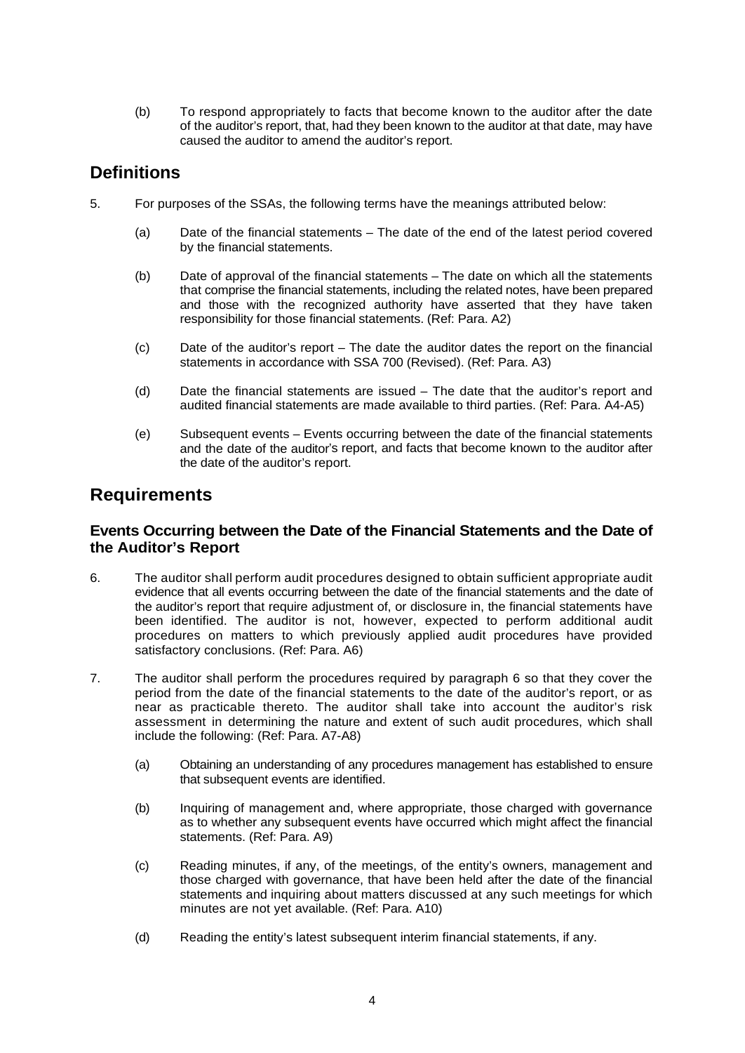(b) To respond appropriately to facts that become known to the auditor after the date of the auditor's report, that, had they been known to the auditor at that date, may have caused the auditor to amend the auditor's report.

## Definitions

5. For purposes of the SSAs, the following terms have the meanings attributed below:

   (a) Date of the financial statements – The date of the end of the latest period covered by the financial statements.

   (b) Date of approval of the financial statements – The date on which all the statements that comprise the financial statements, including the related notes, have been prepared and those with the recognized authority have asserted that they have taken responsibility for those financial statements. (Ref: Para. A2)

   (c) Date of the auditor's report – The date the auditor dates the report on the financial statements in accordance with SSA 700 (Revised). (Ref: Para. A3)

   (d) Date the financial statements are issued – The date that the auditor's report and audited financial statements are made available to third parties. (Ref: Para. A4-A5)

   (e) Subsequent events – Events occurring between the date of the financial statements and the date of the auditor's report, and facts that become known to the auditor after the date of the auditor's report.

## Requirements

### Events Occurring between the Date of the Financial Statements and the Date of the Auditor's Report

6. The auditor shall perform audit procedures designed to obtain sufficient appropriate audit evidence that all events occurring between the date of the financial statements and the date of the auditor's report that require adjustment of, or disclosure in, the financial statements have been identified. The auditor is not, however, expected to perform additional audit procedures on matters to which previously applied audit procedures have provided satisfactory conclusions. (Ref: Para. A6)

7. The auditor shall perform the procedures required by paragraph 6 so that they cover the period from the date of the financial statements to the date of the auditor's report, or as near as practicable thereto. The auditor shall take into account the auditor's risk assessment in determining the nature and extent of such audit procedures, which shall include the following: (Ref: Para. A7-A8)

   (a) Obtaining an understanding of any procedures management has established to ensure that subsequent events are identified.

   (b) Inquiring of management and, where appropriate, those charged with governance as to whether any subsequent events have occurred which might affect the financial statements. (Ref: Para. A9)

   (c) Reading minutes, if any, of the meetings, of the entity's owners, management and those charged with governance, that have been held after the date of the financial statements and inquiring about matters discussed at any such meetings for which minutes are not yet available. (Ref: Para. A10)

   (d) Reading the entity's latest subsequent interim financial statements, if any.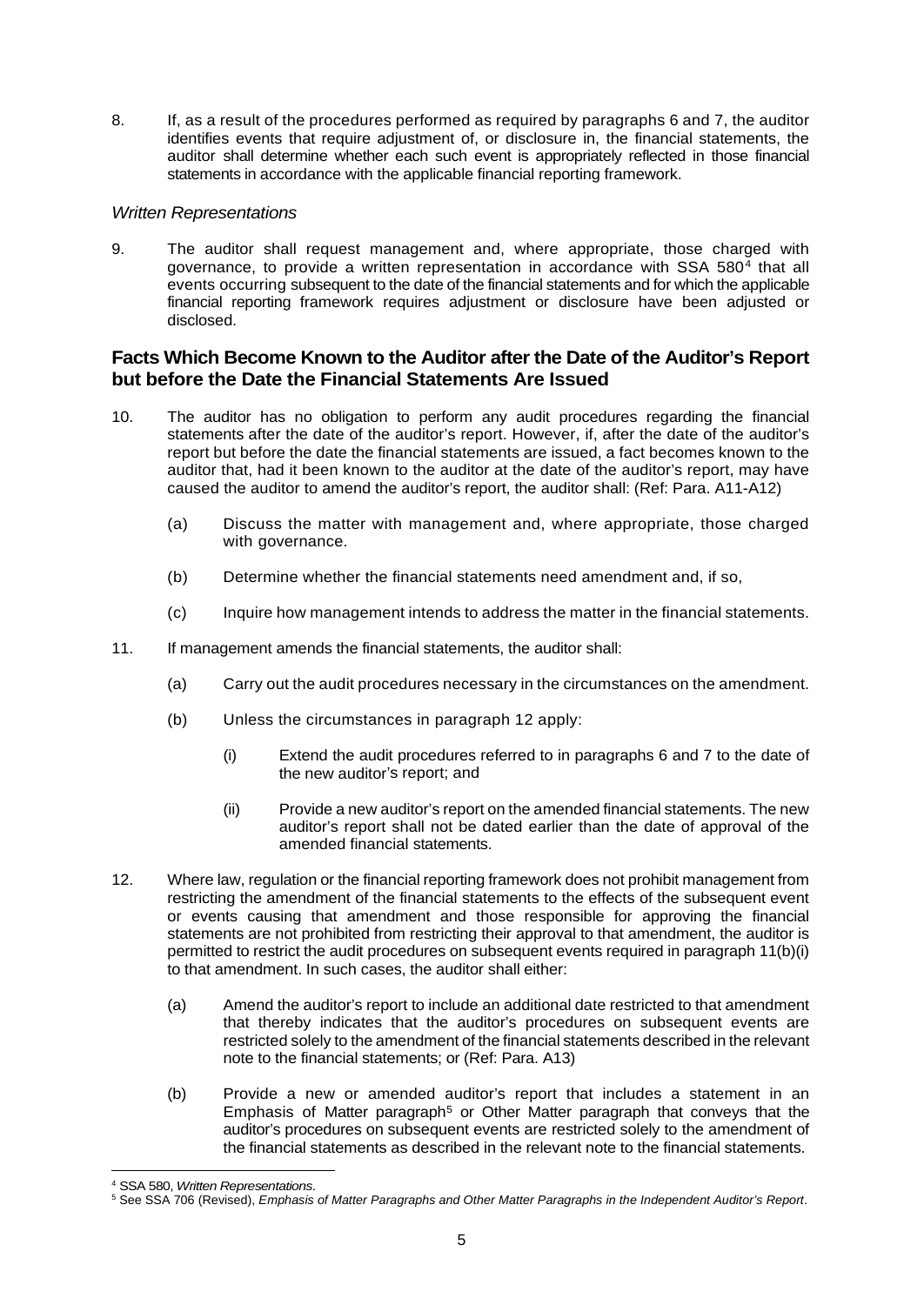8. If, as a result of the procedures performed as required by paragraphs 6 and 7, the auditor identifies events that require adjustment of, or disclosure in, the financial statements, the auditor shall determine whether each such event is appropriately reflected in those financial statements in accordance with the applicable financial reporting framework.

*Written Representations*

9. The auditor shall request management and, where appropriate, those charged with governance, to provide a written representation in accordance with SSA 580[4] that all events occurring subsequent to the date of the financial statements and for which the applicable financial reporting framework requires adjustment or disclosure have been adjusted or disclosed.

## Facts Which Become Known to the Auditor after the Date of the Auditor's Report but before the Date the Financial Statements Are Issued

10. The auditor has no obligation to perform any audit procedures regarding the financial statements after the date of the auditor's report. However, if, after the date of the auditor's report but before the date the financial statements are issued, a fact becomes known to the auditor that, had it been known to the auditor at the date of the auditor's report, may have caused the auditor to amend the auditor's report, the auditor shall: (Ref: Para. A11-A12)

    (a) Discuss the matter with management and, where appropriate, those charged with governance.

    (b) Determine whether the financial statements need amendment and, if so,

    (c) Inquire how management intends to address the matter in the financial statements.

11. If management amends the financial statements, the auditor shall:

    (a) Carry out the audit procedures necessary in the circumstances on the amendment.

    (b) Unless the circumstances in paragraph 12 apply:

        (i) Extend the audit procedures referred to in paragraphs 6 and 7 to the date of the new auditor's report; and

        (ii) Provide a new auditor's report on the amended financial statements. The new auditor's report shall not be dated earlier than the date of approval of the amended financial statements.

12. Where law, regulation or the financial reporting framework does not prohibit management from restricting the amendment of the financial statements to the effects of the subsequent event or events causing that amendment and those responsible for approving the financial statements are not prohibited from restricting their approval to that amendment, the auditor is permitted to restrict the audit procedures on subsequent events required in paragraph 11(b)(i) to that amendment. In such cases, the auditor shall either:

    (a) Amend the auditor's report to include an additional date restricted to that amendment that thereby indicates that the auditor's procedures on subsequent events are restricted solely to the amendment of the financial statements described in the relevant note to the financial statements; or (Ref: Para. A13)

    (b) Provide a new or amended auditor's report that includes a statement in an Emphasis of Matter paragraph[5] or Other Matter paragraph that conveys that the auditor's procedures on subsequent events are restricted solely to the amendment of the financial statements as described in the relevant note to the financial statements.

---

[4] SSA 580, *Written Representations*.

[5] See SSA 706 (Revised), *Emphasis of Matter Paragraphs and Other Matter Paragraphs in the Independent Auditor's Report*.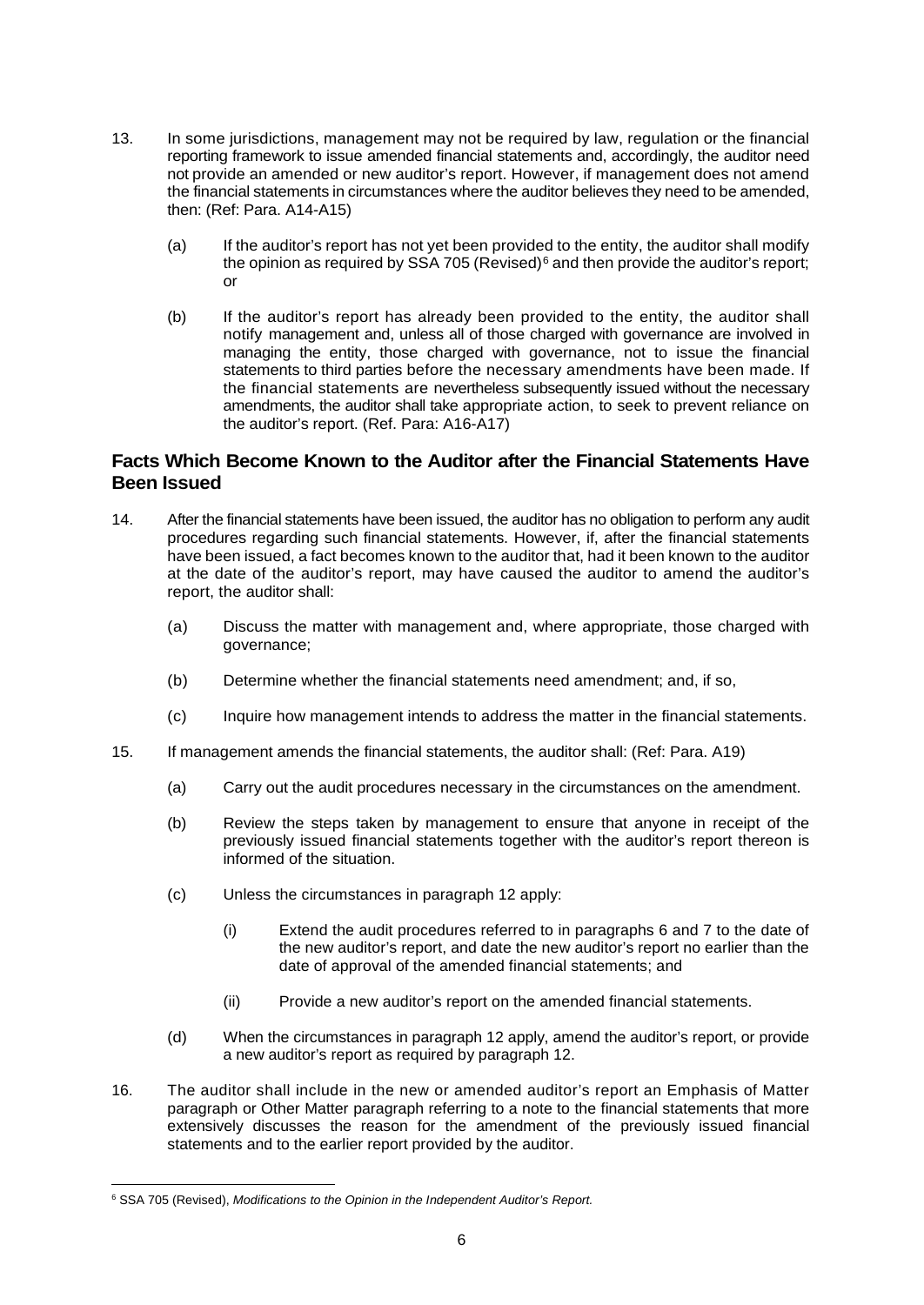13. In some jurisdictions, management may not be required by law, regulation or the financial reporting framework to issue amended financial statements and, accordingly, the auditor need not provide an amended or new auditor's report. However, if management does not amend the financial statements in circumstances where the auditor believes they need to be amended, then: (Ref: Para. A14-A15)

    (a) If the auditor's report has not yet been provided to the entity, the auditor shall modify the opinion as required by SSA 705 (Revised)[6] and then provide the auditor's report; or

    (b) If the auditor's report has already been provided to the entity, the auditor shall notify management and, unless all of those charged with governance are involved in managing the entity, those charged with governance, not to issue the financial statements to third parties before the necessary amendments have been made. If the financial statements are nevertheless subsequently issued without the necessary amendments, the auditor shall take appropriate action, to seek to prevent reliance on the auditor's report. (Ref. Para: A16-A17)

## Facts Which Become Known to the Auditor after the Financial Statements Have Been Issued

14. After the financial statements have been issued, the auditor has no obligation to perform any audit procedures regarding such financial statements. However, if, after the financial statements have been issued, a fact becomes known to the auditor that, had it been known to the auditor at the date of the auditor's report, may have caused the auditor to amend the auditor's report, the auditor shall:

    (a) Discuss the matter with management and, where appropriate, those charged with governance;

    (b) Determine whether the financial statements need amendment; and, if so,

    (c) Inquire how management intends to address the matter in the financial statements.

15. If management amends the financial statements, the auditor shall: (Ref: Para. A19)

    (a) Carry out the audit procedures necessary in the circumstances on the amendment.

    (b) Review the steps taken by management to ensure that anyone in receipt of the previously issued financial statements together with the auditor's report thereon is informed of the situation.

    (c) Unless the circumstances in paragraph 12 apply:

        (i) Extend the audit procedures referred to in paragraphs 6 and 7 to the date of the new auditor's report, and date the new auditor's report no earlier than the date of approval of the amended financial statements; and

        (ii) Provide a new auditor's report on the amended financial statements.

    (d) When the circumstances in paragraph 12 apply, amend the auditor's report, or provide a new auditor's report as required by paragraph 12.

16. The auditor shall include in the new or amended auditor's report an Emphasis of Matter paragraph or Other Matter paragraph referring to a note to the financial statements that more extensively discusses the reason for the amendment of the previously issued financial statements and to the earlier report provided by the auditor.

---

[6] SSA 705 (Revised), *Modifications to the Opinion in the Independent Auditor's Report.*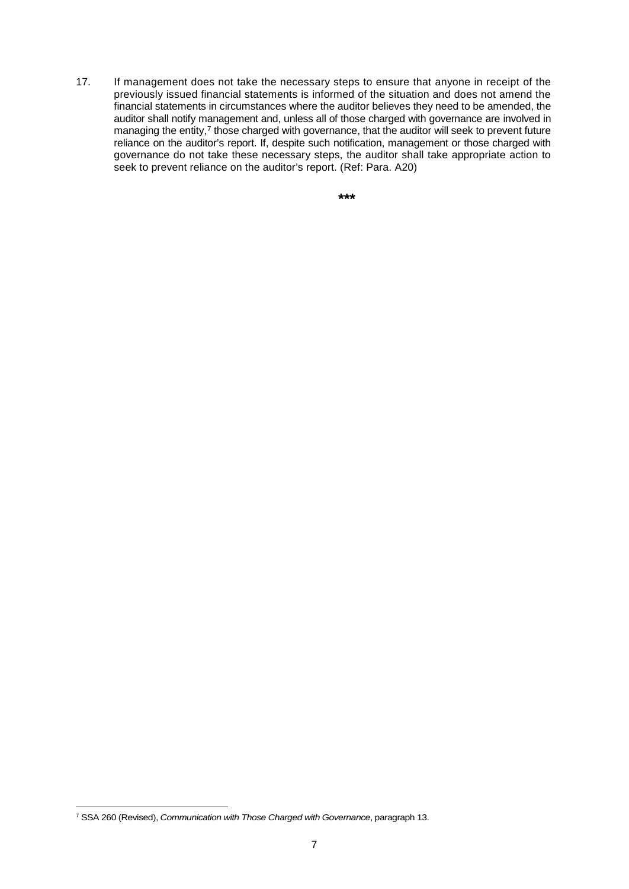17. If management does not take the necessary steps to ensure that anyone in receipt of the previously issued financial statements is informed of the situation and does not amend the financial statements in circumstances where the auditor believes they need to be amended, the auditor shall notify management and, unless all of those charged with governance are involved in managing the entity,[7] those charged with governance, that the auditor will seek to prevent future reliance on the auditor's report. If, despite such notification, management or those charged with governance do not take these necessary steps, the auditor shall take appropriate action to seek to prevent reliance on the auditor's report. (Ref: Para. A20)

***

[7] SSA 260 (Revised), *Communication with Those Charged with Governance*, paragraph 13.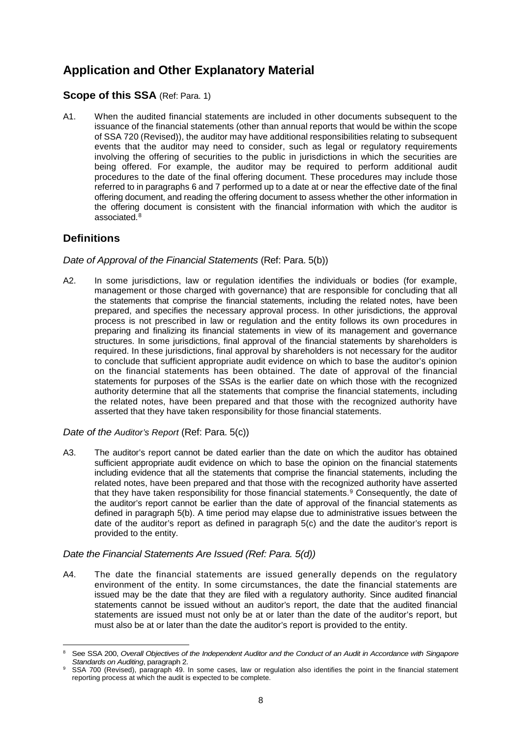# Application and Other Explanatory Material

## Scope of this SSA (Ref: Para. 1)

A1. When the audited financial statements are included in other documents subsequent to the issuance of the financial statements (other than annual reports that would be within the scope of SSA 720 (Revised)), the auditor may have additional responsibilities relating to subsequent events that the auditor may need to consider, such as legal or regulatory requirements involving the offering of securities to the public in jurisdictions in which the securities are being offered. For example, the auditor may be required to perform additional audit procedures to the date of the final offering document. These procedures may include those referred to in paragraphs 6 and 7 performed up to a date at or near the effective date of the final offering document, and reading the offering document to assess whether the other information in the offering document is consistent with the financial information with which the auditor is associated.[8]

## Definitions

*Date of Approval of the Financial Statements* (Ref: Para. 5(b))

A2. In some jurisdictions, law or regulation identifies the individuals or bodies (for example, management or those charged with governance) that are responsible for concluding that all the statements that comprise the financial statements, including the related notes, have been prepared, and specifies the necessary approval process. In other jurisdictions, the approval process is not prescribed in law or regulation and the entity follows its own procedures in preparing and finalizing its financial statements in view of its management and governance structures. In some jurisdictions, final approval of the financial statements by shareholders is required. In these jurisdictions, final approval by shareholders is not necessary for the auditor to conclude that sufficient appropriate audit evidence on which to base the auditor's opinion on the financial statements has been obtained. The date of approval of the financial statements for purposes of the SSAs is the earlier date on which those with the recognized authority determine that all the statements that comprise the financial statements, including the related notes, have been prepared and that those with the recognized authority have asserted that they have taken responsibility for those financial statements.

*Date of the Auditor's Report* (Ref: Para. 5(c))

A3. The auditor's report cannot be dated earlier than the date on which the auditor has obtained sufficient appropriate audit evidence on which to base the opinion on the financial statements including evidence that all the statements that comprise the financial statements, including the related notes, have been prepared and that those with the recognized authority have asserted that they have taken responsibility for those financial statements.[9] Consequently, the date of the auditor's report cannot be earlier than the date of approval of the financial statements as defined in paragraph 5(b). A time period may elapse due to administrative issues between the date of the auditor's report as defined in paragraph 5(c) and the date the auditor's report is provided to the entity.

*Date the Financial Statements Are Issued (Ref: Para. 5(d))*

A4. The date the financial statements are issued generally depends on the regulatory environment of the entity. In some circumstances, the date the financial statements are issued may be the date that they are filed with a regulatory authority. Since audited financial statements cannot be issued without an auditor's report, the date that the audited financial statements are issued must not only be at or later than the date of the auditor's report, but must also be at or later than the date the auditor's report is provided to the entity.

---

[8] See SSA 200, *Overall Objectives of the Independent Auditor and the Conduct of an Audit in Accordance with Singapore Standards on Auditing*, paragraph 2.

[9] SSA 700 (Revised), paragraph 49. In some cases, law or regulation also identifies the point in the financial statement reporting process at which the audit is expected to be complete.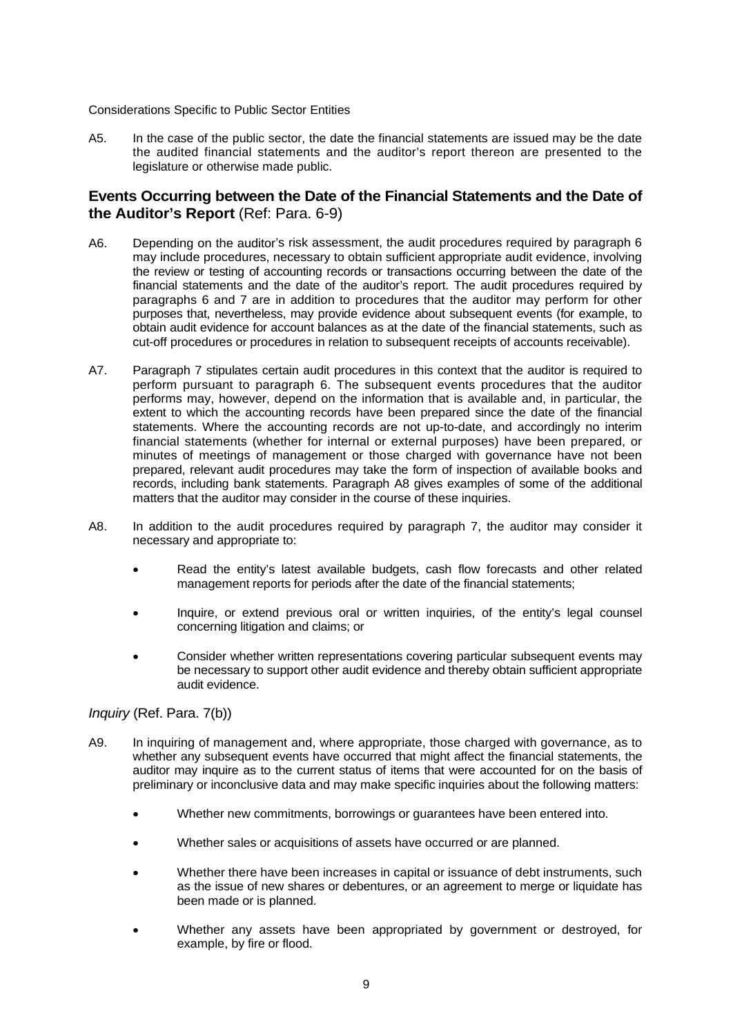Considerations Specific to Public Sector Entities

A5. In the case of the public sector, the date the financial statements are issued may be the date the audited financial statements and the auditor's report thereon are presented to the legislature or otherwise made public.

## **Events Occurring between the Date of the Financial Statements and the Date of the Auditor's Report** (Ref: Para. 6-9)

A6. Depending on the auditor's risk assessment, the audit procedures required by paragraph 6 may include procedures, necessary to obtain sufficient appropriate audit evidence, involving the review or testing of accounting records or transactions occurring between the date of the financial statements and the date of the auditor's report. The audit procedures required by paragraphs 6 and 7 are in addition to procedures that the auditor may perform for other purposes that, nevertheless, may provide evidence about subsequent events (for example, to obtain audit evidence for account balances as at the date of the financial statements, such as cut-off procedures or procedures in relation to subsequent receipts of accounts receivable).

A7. Paragraph 7 stipulates certain audit procedures in this context that the auditor is required to perform pursuant to paragraph 6. The subsequent events procedures that the auditor performs may, however, depend on the information that is available and, in particular, the extent to which the accounting records have been prepared since the date of the financial statements. Where the accounting records are not up-to-date, and accordingly no interim financial statements (whether for internal or external purposes) have been prepared, or minutes of meetings of management or those charged with governance have not been prepared, relevant audit procedures may take the form of inspection of available books and records, including bank statements. Paragraph A8 gives examples of some of the additional matters that the auditor may consider in the course of these inquiries.

A8. In addition to the audit procedures required by paragraph 7, the auditor may consider it necessary and appropriate to:

- Read the entity's latest available budgets, cash flow forecasts and other related management reports for periods after the date of the financial statements;
- Inquire, or extend previous oral or written inquiries, of the entity's legal counsel concerning litigation and claims; or
- Consider whether written representations covering particular subsequent events may be necessary to support other audit evidence and thereby obtain sufficient appropriate audit evidence.

*Inquiry* (Ref. Para. 7(b))

A9. In inquiring of management and, where appropriate, those charged with governance, as to whether any subsequent events have occurred that might affect the financial statements, the auditor may inquire as to the current status of items that were accounted for on the basis of preliminary or inconclusive data and may make specific inquiries about the following matters:

- Whether new commitments, borrowings or guarantees have been entered into.
- Whether sales or acquisitions of assets have occurred or are planned.
- Whether there have been increases in capital or issuance of debt instruments, such as the issue of new shares or debentures, or an agreement to merge or liquidate has been made or is planned.
- Whether any assets have been appropriated by government or destroyed, for example, by fire or flood.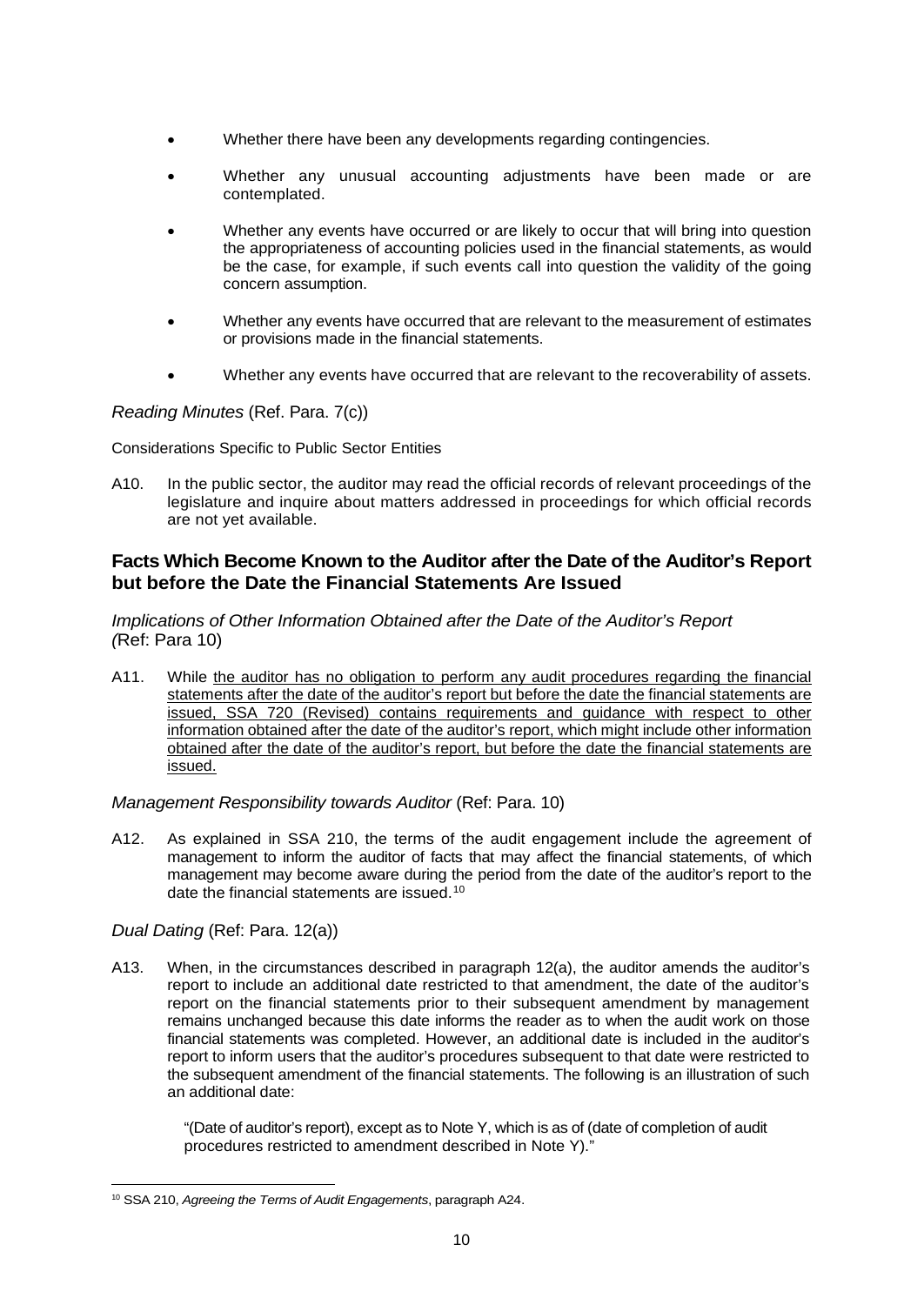- Whether there have been any developments regarding contingencies.

- Whether any unusual accounting adjustments have been made or are contemplated.

- Whether any events have occurred or are likely to occur that will bring into question the appropriateness of accounting policies used in the financial statements, as would be the case, for example, if such events call into question the validity of the going concern assumption.

- Whether any events have occurred that are relevant to the measurement of estimates or provisions made in the financial statements.

- Whether any events have occurred that are relevant to the recoverability of assets.

*Reading Minutes* (Ref. Para. 7(c))

Considerations Specific to Public Sector Entities

A10. In the public sector, the auditor may read the official records of relevant proceedings of the legislature and inquire about matters addressed in proceedings for which official records are not yet available.

## Facts Which Become Known to the Auditor after the Date of the Auditor's Report but before the Date the Financial Statements Are Issued

*Implications of Other Information Obtained after the Date of the Auditor's Report (*Ref: Para 10)

A11. While <u>the auditor has no obligation to perform any audit procedures regarding the financial statements after the date of the auditor's report but before the date the financial statements are issued, SSA 720 (Revised) contains requirements and guidance with respect to other information obtained after the date of the auditor's report, which might include other information obtained after the date of the auditor's report, but before the date the financial statements are issued.</u>

*Management Responsibility towards Auditor* (Ref: Para. 10)

A12. As explained in SSA 210, the terms of the audit engagement include the agreement of management to inform the auditor of facts that may affect the financial statements, of which management may become aware during the period from the date of the auditor's report to the date the financial statements are issued.[10]

*Dual Dating* (Ref: Para. 12(a))

A13. When, in the circumstances described in paragraph 12(a), the auditor amends the auditor's report to include an additional date restricted to that amendment, the date of the auditor's report on the financial statements prior to their subsequent amendment by management remains unchanged because this date informs the reader as to when the audit work on those financial statements was completed. However, an additional date is included in the auditor's report to inform users that the auditor's procedures subsequent to that date were restricted to the subsequent amendment of the financial statements. The following is an illustration of such an additional date:

> "(Date of auditor's report), except as to Note Y, which is as of (date of completion of audit procedures restricted to amendment described in Note Y)."

[10] SSA 210, *Agreeing the Terms of Audit Engagements*, paragraph A24.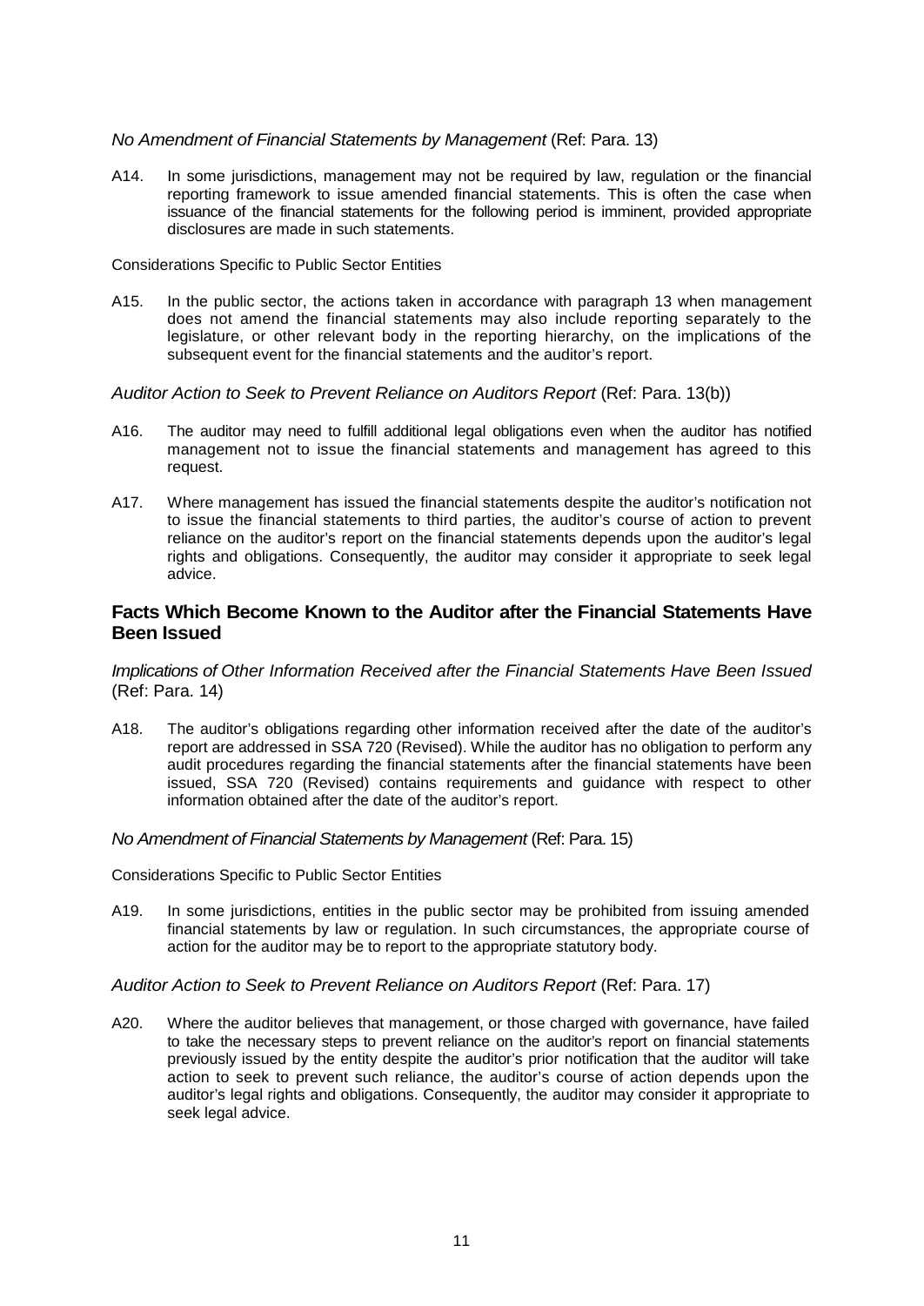*No Amendment of Financial Statements by Management* (Ref: Para. 13)

A14. In some jurisdictions, management may not be required by law, regulation or the financial reporting framework to issue amended financial statements. This is often the case when issuance of the financial statements for the following period is imminent, provided appropriate disclosures are made in such statements.

Considerations Specific to Public Sector Entities

A15. In the public sector, the actions taken in accordance with paragraph 13 when management does not amend the financial statements may also include reporting separately to the legislature, or other relevant body in the reporting hierarchy, on the implications of the subsequent event for the financial statements and the auditor's report.

*Auditor Action to Seek to Prevent Reliance on Auditors Report* (Ref: Para. 13(b))

A16. The auditor may need to fulfill additional legal obligations even when the auditor has notified management not to issue the financial statements and management has agreed to this request.

A17. Where management has issued the financial statements despite the auditor's notification not to issue the financial statements to third parties, the auditor's course of action to prevent reliance on the auditor's report on the financial statements depends upon the auditor's legal rights and obligations. Consequently, the auditor may consider it appropriate to seek legal advice.

## Facts Which Become Known to the Auditor after the Financial Statements Have Been Issued

*Implications of Other Information Received after the Financial Statements Have Been Issued* (Ref: Para. 14)

A18. The auditor's obligations regarding other information received after the date of the auditor's report are addressed in SSA 720 (Revised). While the auditor has no obligation to perform any audit procedures regarding the financial statements after the financial statements have been issued, SSA 720 (Revised) contains requirements and guidance with respect to other information obtained after the date of the auditor's report.

*No Amendment of Financial Statements by Management* (Ref: Para. 15)

Considerations Specific to Public Sector Entities

A19. In some jurisdictions, entities in the public sector may be prohibited from issuing amended financial statements by law or regulation. In such circumstances, the appropriate course of action for the auditor may be to report to the appropriate statutory body.

*Auditor Action to Seek to Prevent Reliance on Auditors Report* (Ref: Para. 17)

A20. Where the auditor believes that management, or those charged with governance, have failed to take the necessary steps to prevent reliance on the auditor's report on financial statements previously issued by the entity despite the auditor's prior notification that the auditor will take action to seek to prevent such reliance, the auditor's course of action depends upon the auditor's legal rights and obligations. Consequently, the auditor may consider it appropriate to seek legal advice.